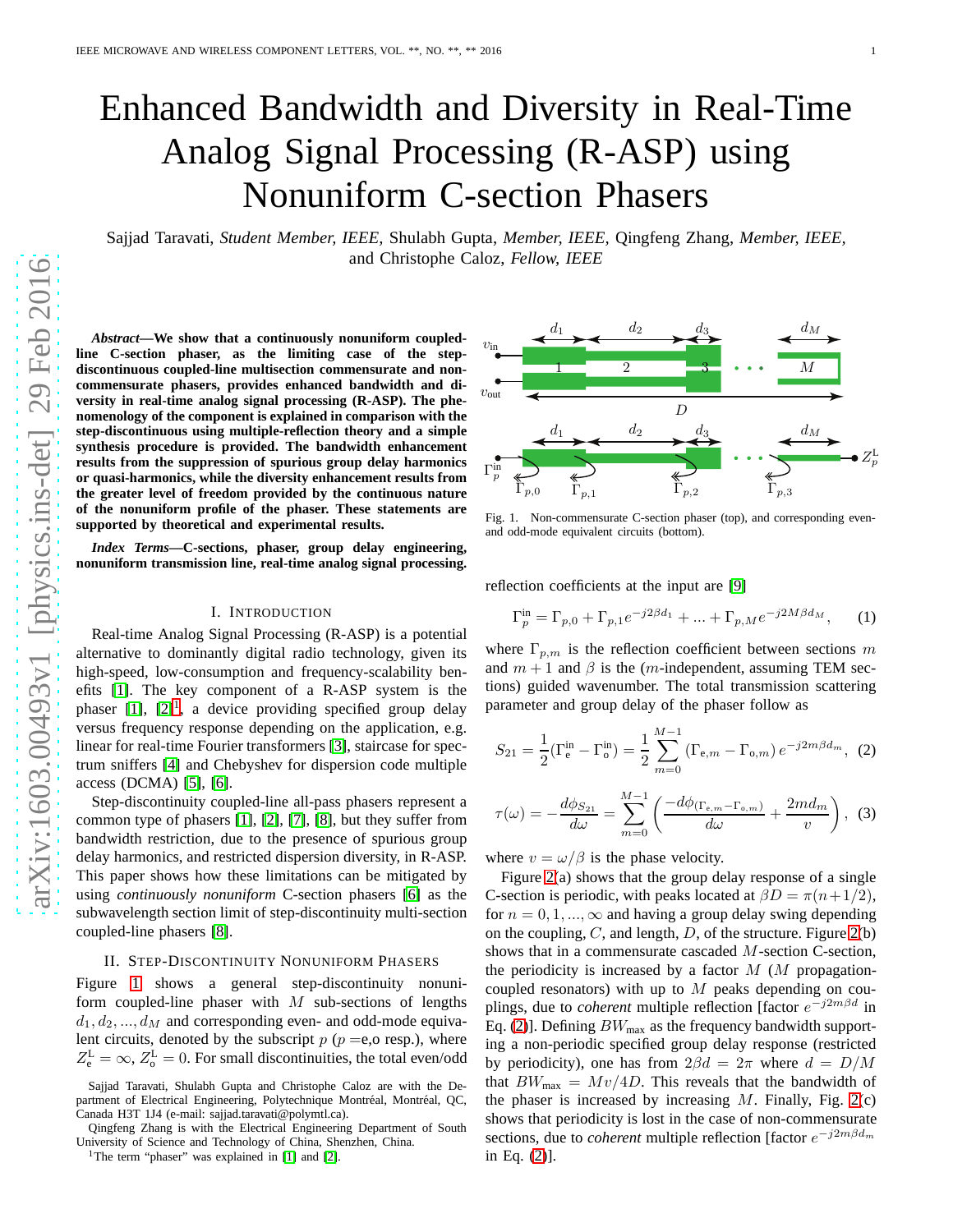# Enhanced Bandwidth and Diversity in Real-Time Analog Signal Processing (R-ASP) using Nonuniform C-section Phasers

Sajjad Taravati, *Student Member, IEEE,* Shulabh Gupta, *Member, IEEE,* Qingfeng Zhang, *Member, IEEE,* and Christophe Caloz, *Fellow, IEEE*

***Abstract*—We show that a continuously nonuniform coupled-line C-section phaser, as the limiting case of the step-discontinuous coupled-line multisection commensurate and non-commensurate phasers, provides enhanced bandwidth and diversity in real-time analog signal processing (R-ASP). The phenomenology of the component is explained in comparison with the step-discontinuous using multiple-reflection theory and a simple synthesis procedure is provided. The bandwidth enhancement results from the suppression of spurious group delay harmonics or quasi-harmonics, while the diversity enhancement results from the greater level of freedom provided by the continuous nature of the nonuniform profile of the phaser. These statements are supported by theoretical and experimental results.**

***Index Terms*—C-sections, phaser, group delay engineering, nonuniform transmission line, real-time analog signal processing.**

## I. Introduction

Real-time Analog Signal Processing (R-ASP) is a potential alternative to dominantly digital radio technology, given its high-speed, low-consumption and frequency-scalability benefits [1]. The key component of a R-ASP system is the phaser [1], [2][1], a device providing specified group delay versus frequency response depending on the application, e.g. linear for real-time Fourier transformers [3], staircase for spectrum sniffers [4] and Chebyshev for dispersion code multiple access (DCMA) [5], [6].

Step-discontinuity coupled-line all-pass phasers represent a common type of phasers [1], [2], [7], [8], but they suffer from bandwidth restriction, due to the presence of spurious group delay harmonics, and restricted dispersion diversity, in R-ASP. This paper shows how these limitations can be mitigated by using *continuously nonuniform* C-section phasers [6] as the subwavelength section limit of step-discontinuity multi-section coupled-line phasers [8].

## II. Step-Discontinuity Nonuniform Phasers

Figure 1 shows a general step-discontinuity nonuniform coupled-line phaser with $M$ sub-sections of lengths $d_1, d_2, ..., d_M$ and corresponding even- and odd-mode equivalent circuits, denoted by the subscript $p$ ($p$ =e,o resp.), where $Z_\text{e}^\text{L}=\infty$, $Z_\text{o}^\text{L}=0$. For small discontinuities, the total even/odd reflection coefficients at the input are [9]

$$\Gamma_p^\text{in}=\Gamma_{p,0}+\Gamma_{p,1}e^{-j2\beta d_1}+...+\Gamma_{p,M}e^{-j2M\beta d_M}, \quad (1)$$

where $\Gamma_{p,m}$ is the reflection coefficient between sections $m$ and $m+1$ and $\beta$ is the ($m$-independent, assuming TEM sections) guided wavenumber. The total transmission scattering parameter and group delay of the phaser follow as

$$S_{21}=\frac{1}{2}(\Gamma_\text{e}^\text{in}-\Gamma_\text{o}^\text{in})=\frac{1}{2}\sum_{m=0}^{M-1}\left(\Gamma_{\text{e},m}-\Gamma_{\text{o},m}\right)e^{-j2m\beta d_m}, \quad (2)$$

$$\tau(\omega)=-\frac{d\phi_{S_{21}}}{d\omega}=\sum_{m=0}^{M-1}\left(\frac{-d\phi_{(\Gamma_{\text{e},m}-\Gamma_{\text{o},m})}}{d\omega}+\frac{2md_m}{v}\right), \quad (3)$$

where $v=\omega/\beta$ is the phase velocity.

Figure 1. Non-commensurate C-section phaser (top), and corresponding even- and odd-mode equivalent circuits (bottom).

Fig. 1. Non-commensurate C-section phaser (top), and corresponding even- and odd-mode equivalent circuits (bottom).

Figure 2(a) shows that the group delay response of a single C-section is periodic, with peaks located at $\beta D=\pi(n+1/2)$, for $n=0,1,...,\infty$ and having a group delay swing depending on the coupling, $C$, and length, $D$, of the structure. Figure 2(b) shows that in a commensurate cascaded $M$-section C-section, the periodicity is increased by a factor $M$ ($M$ propagation-coupled resonators) with up to $M$ peaks depending on couplings, due to *coherent* multiple reflection [factor $e^{-j2m\beta d}$ in Eq. (2)]. Defining $BW_\text{max}$ as the frequency bandwidth supporting a non-periodic specified group delay response (restricted by periodicity), one has from $2\beta d=2\pi$ where $d=D/M$ that $BW_\text{max}=Mv/4D$. This reveals that the bandwidth of the phaser is increased by increasing $M$. Finally, Fig. 2(c) shows that periodicity is lost in the case of non-commensurate sections, due to *coherent* multiple reflection [factor $e^{-j2m\beta d_m}$ in Eq. (2)].

Sajjad Taravati, Shulabh Gupta and Christophe Caloz are with the Department of Electrical Engineering, Polytechnique Montréal, Montréal, QC, Canada H3T 1J4 (e-mail: sajjad.taravati@polymtl.ca).

Qingfeng Zhang is with the Electrical Engineering Department of South University of Science and Technology of China, Shenzhen, China.

[1] The term "phaser" was explained in [1] and [2].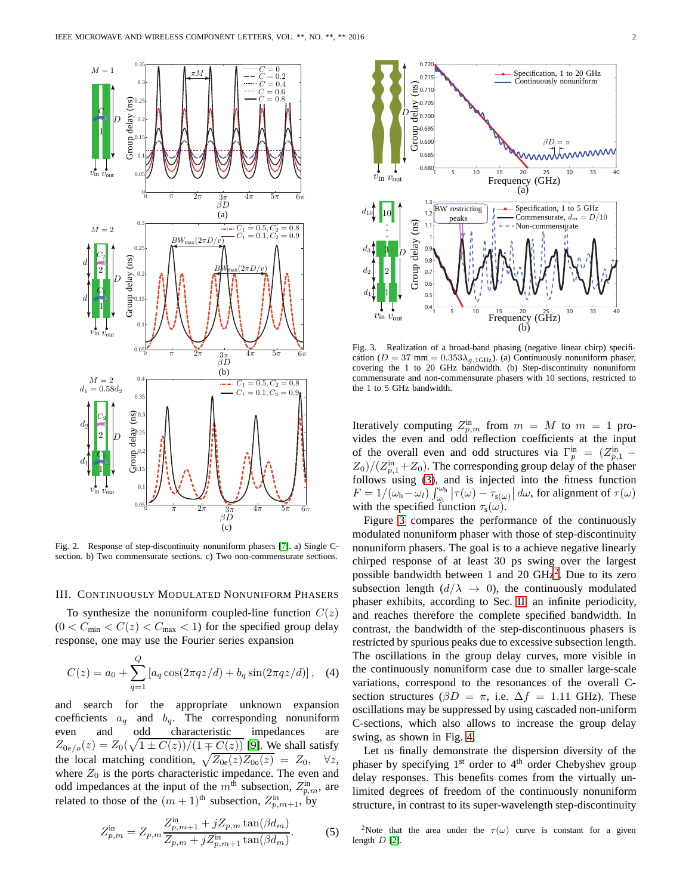Fig. 2. Response of step-discontinuity nonuniform phasers [7]. a) Single C-section. b) Two commensurate sections. c) Two non-commensurate sections.

## III. Continuously Modulated Nonuniform Phasers

To synthesize the nonuniform coupled-line function $C(z)$ ($0 < C_{\min} < C(z) < C_{\max} < 1$) for the specified group delay response, one may use the Fourier series expansion

$$C(z) = a_0 + \sum_{q=1}^{Q} \left[ a_q \cos(2\pi q z/d) + b_q \sin(2\pi q z/d) \right], \quad (4)$$

and search for the appropriate unknown expansion coefficients $a_q$ and $b_q$. The corresponding nonuniform even and odd characteristic impedances are $Z_{0e/o}(z) = Z_0(\sqrt{1 \pm C(z))/(1 \mp C(z))}$ [9]. We shall satisfy the local matching condition, $\sqrt{Z_{0e}(z) Z_{0o}(z)} = Z_0, \quad \forall z$, where $Z_0$ is the ports characteristic impedance. The even and odd impedances at the input of the $m^{\text{th}}$ subsection, $Z_{p,m}^{\text{in}}$, are related to those of the $(m+1)^{\text{th}}$ subsection, $Z_{p,m+1}^{\text{in}}$, by

$$Z_{p,m}^{\text{in}} = Z_{p,m} \frac{Z_{p,m+1}^{\text{in}} + jZ_{p,m} \tan(\beta d_m)}{Z_{p,m} + jZ_{p,m+1}^{\text{in}} \tan(\beta d_m)}. \quad (5)$$

Fig. 3. Realization of a broad-band phasing (negative linear chirp) specification ($D = 37$ mm $= 0.353\lambda_{g,1\text{GHz}}$). (a) Continuously nonuniform phaser, covering the 1 to 20 GHz bandwidth. (b) Step-discontinuity nonuniform commensurate and non-commensurate phasers with 10 sections, restricted to the 1 to 5 GHz bandwidth.

Iteratively computing $Z_{p,m}^{\text{in}}$ from $m = M$ to $m = 1$ provides the even and odd reflection coefficients at the input of the overall even and odd structures via $\Gamma_p^{\text{in}} = (Z_{p,1}^{\text{in}} - Z_0)/(Z_{p,1}^{\text{in}} + Z_0)$. The corresponding group delay of the phaser follows using (3), and is injected into the fitness function $F = 1/(\omega_h - \omega_l) \int_{\omega_l}^{\omega_h} \left| \tau(\omega) - \tau_{s(\omega)} \right| d\omega$, for alignment of $\tau(\omega)$ with the specified function $\tau_s(\omega)$.

Figure 3 compares the performance of the continuously modulated nonuniform phaser with those of step-discontinuity nonuniform phasers. The goal is to a achieve negative linearly chirped response of at least 30 ps swing over the largest possible bandwidth between 1 and 20 GHz[2]. Due to its zero subsection length ($d/\lambda \to 0$), the continuously modulated phaser exhibits, according to Sec. II, an infinite periodicity, and reaches therefore the complete specified bandwidth. In contrast, the bandwidth of the step-discontinuous phasers is restricted by spurious peaks due to excessive subsection length. The oscillations in the group delay curves, more visible in the continuously nonuniform case due to smaller large-scale variations, correspond to the resonances of the overall C-section structures ($\beta D = \pi$, i.e. $\Delta f = 1.11$ GHz). These oscillations may be suppressed by using cascaded non-uniform C-sections, which also allows to increase the group delay swing, as shown in Fig. 4.

Let us finally demonstrate the dispersion diversity of the phaser by specifying 1st order to 4th order Chebyshev group delay responses. This benefits comes from the virtually unlimited degrees of freedom of the continuously nonuniform structure, in contrast to its super-wavelength step-discontinuity

[2] Note that the area under the $\tau(\omega)$ curve is constant for a given length $D$ [2].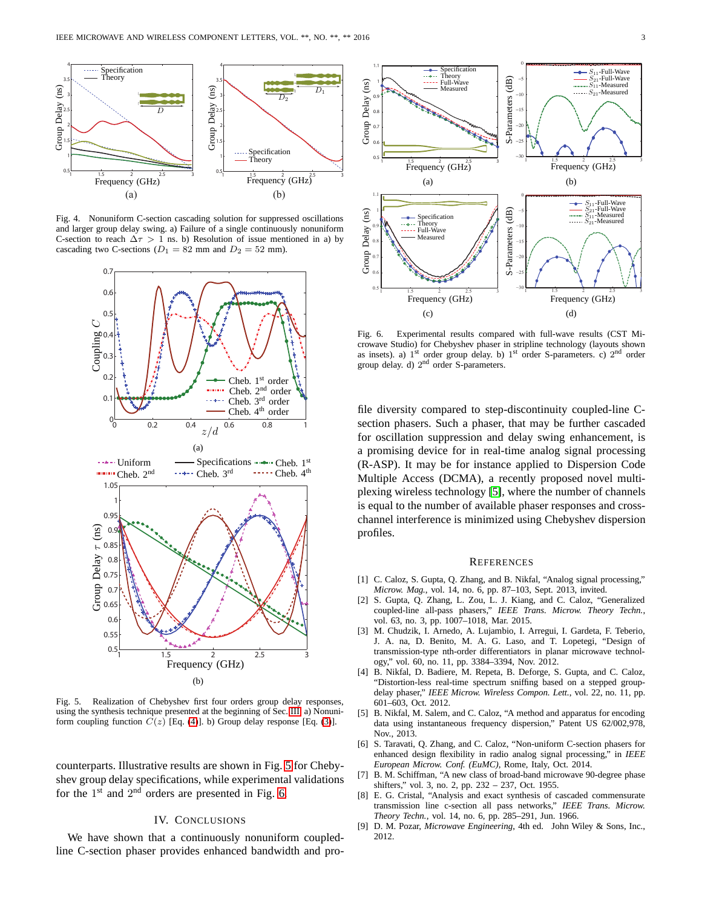Specification
Theory

Group Delay (ns)

Frequency (GHz)

$D$

(a)

Specification
Theory

Group Delay (ns)

Frequency (GHz)

$D_2$

$D_1$

(b)

Fig. 4. Nonuniform C-section cascading solution for suppressed oscillations and larger group delay swing. a) Failure of a single continuously nonuniform C-section to reach $\Delta\tau > 1$ ns. b) Resolution of issue mentioned in a) by cascading two C-sections ($D_1 = 82$ mm and $D_2 = 52$ mm).

Coupling $C$

$z/d$

Cheb. 1st order
Cheb. 2nd order
Cheb. 3rd order
Cheb. 4th order

(a)

Uniform
Cheb. 2nd
Specifications
Cheb. 3rd
Cheb. 1st
Cheb. 4th

Group Delay $\tau$ (ns)

Frequency (GHz)

(b)

Fig. 5. Realization of Chebyshev first four orders group delay responses, using the synthesis technique presented at the beginning of Sec. III. a) Nonuniform coupling function $C(z)$ [Eq. (4)]. b) Group delay response [Eq. (3)].

counterparts. Illustrative results are shown in Fig. 5 for Chebyshev group delay specifications, while experimental validations for the 1st and 2nd orders are presented in Fig. 6.

## IV. Conclusions

We have shown that a continuously nonuniform coupled-line C-section phaser provides enhanced bandwidth and profile diversity compared to step-discontinuity coupled-line C-section phasers. Such a phaser, that may be further cascaded for oscillation suppression and delay swing enhancement, is a promising device for in real-time analog signal processing (R-ASP). It may be for instance applied to Dispersion Code Multiple Access (DCMA), a recently proposed novel multiplexing wireless technology [5], where the number of channels is equal to the number of available phaser responses and cross-channel interference is minimized using Chebyshev dispersion profiles.

Specification
Theory
Full-Wave
Measured

Group Delay (ns)

Frequency (GHz)

(a)

$S_{11}$-Full-Wave
$S_{21}$-Full-Wave
$S_{11}$-Measured
$S_{21}$-Measured

S-Parameters (dB)

Frequency (GHz)

(b)

Specification
Theory
Full-Wave
Measured

Group Delay (ns)

Frequency (GHz)

(c)

$S_{11}$-Full-Wave
$S_{21}$-Full-Wave
$S_{11}$-Measured
$S_{21}$-Measured

S-Parameters (dB)

Frequency (GHz)

(d)

Fig. 6. Experimental results compared with full-wave results (CST Microwave Studio) for Chebyshev phaser in stripline technology (layouts shown as insets). a) 1st order group delay. b) 1st order S-parameters. c) 2nd order group delay. d) 2nd order S-parameters.

## References

[1] C. Caloz, S. Gupta, Q. Zhang, and B. Nikfal, "Analog signal processing," *Microw. Mag.*, vol. 14, no. 6, pp. 87–103, Sept. 2013, invited.

[2] S. Gupta, Q. Zhang, L. Zou, L. J. Kiang, and C. Caloz, "Generalized coupled-line all-pass phasers," *IEEE Trans. Microw. Theory Techn.*, vol. 63, no. 3, pp. 1007–1018, Mar. 2015.

[3] M. Chudzik, I. Arnedo, A. Lujambio, I. Arregui, I. Gardeta, F. Teberio, J. A. na, D. Benito, M. A. G. Laso, and T. Lopetegi, "Design of transmission-type nth-order differentiators in planar microwave technology," vol. 60, no. 11, pp. 3384–3394, Nov. 2012.

[4] B. Nikfal, D. Badiere, M. Repeta, B. Deforge, S. Gupta, and C. Caloz, "Distortion-less real-time spectrum sniffing based on a stepped group-delay phaser," *IEEE Microw. Wireless Compon. Lett.*, vol. 22, no. 11, pp. 601–603, Oct. 2012.

[5] B. Nikfal, M. Salem, and C. Caloz, "A method and apparatus for encoding data using instantaneous frequency dispersion," Patent US 62/002,978, Nov., 2013.

[6] S. Taravati, Q. Zhang, and C. Caloz, "Non-uniform C-section phasers for enhanced design flexibility in radio analog signal processing," in *IEEE European Microw. Conf. (EuMC)*, Rome, Italy, Oct. 2014.

[7] B. M. Schiffman, "A new class of broad-band microwave 90-degree phase shifters," vol. 3, no. 2, pp. 232 – 237, Oct. 1955.

[8] E. G. Cristal, "Analysis and exact synthesis of cascaded commensurate transmission line c-section all pass networks," *IEEE Trans. Microw. Theory Techn.*, vol. 14, no. 6, pp. 285–291, Jun. 1966.

[9] D. M. Pozar, *Microwave Engineering*, 4th ed. John Wiley & Sons, Inc., 2012.